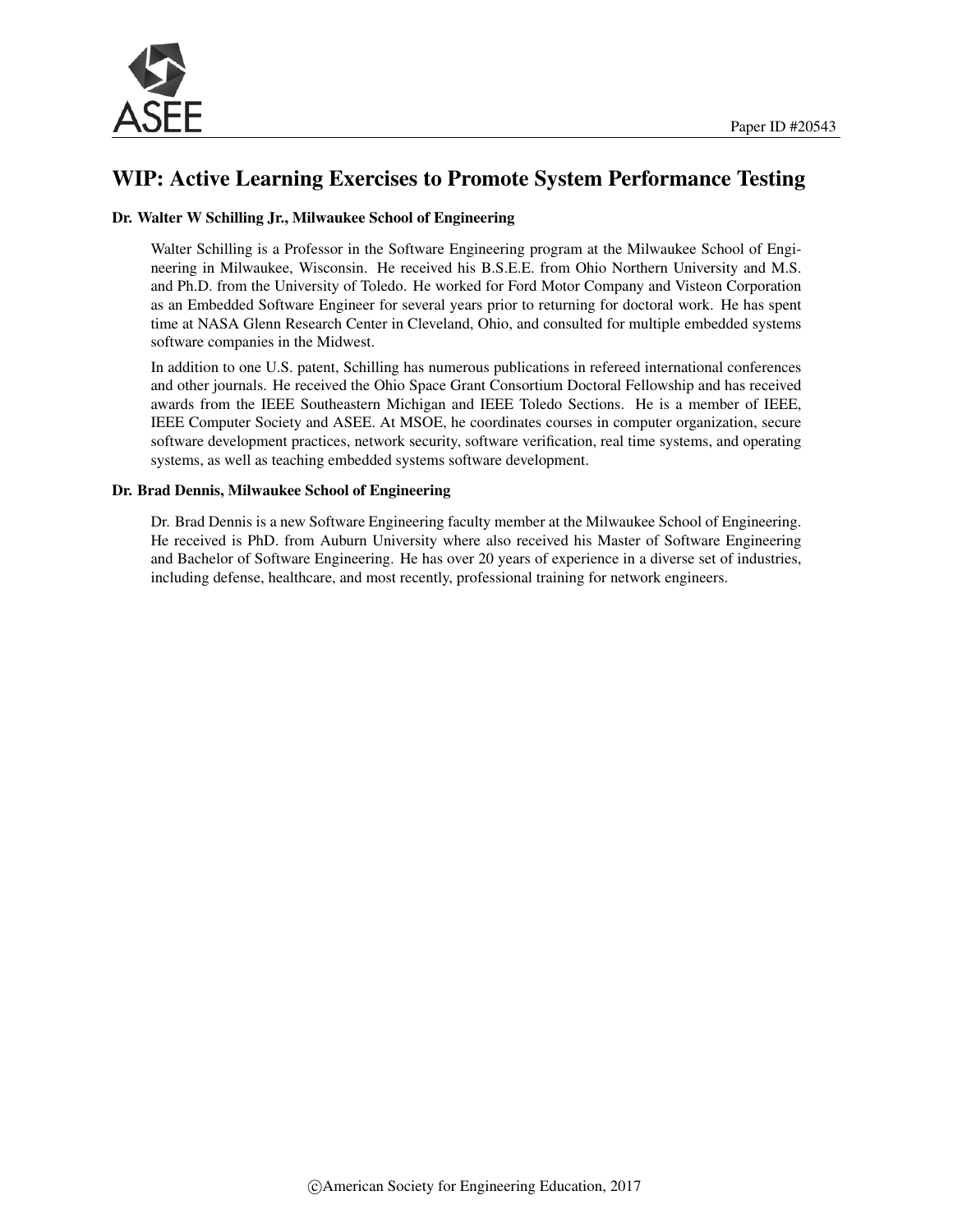Paper ID #20543

# WIP: Active Learning Exercises to Promote System Performance Testing

### Dr. Walter W Schilling Jr., Milwaukee School of Engineering

Walter Schilling is a Professor in the Software Engineering program at the Milwaukee School of Engineering in Milwaukee, Wisconsin. He received his B.S.E.E. from Ohio Northern University and M.S. and Ph.D. from the University of Toledo. He worked for Ford Motor Company and Visteon Corporation as an Embedded Software Engineer for several years prior to returning for doctoral work. He has spent time at NASA Glenn Research Center in Cleveland, Ohio, and consulted for multiple embedded systems software companies in the Midwest.

In addition to one U.S. patent, Schilling has numerous publications in refereed international conferences and other journals. He received the Ohio Space Grant Consortium Doctoral Fellowship and has received awards from the IEEE Southeastern Michigan and IEEE Toledo Sections. He is a member of IEEE, IEEE Computer Society and ASEE. At MSOE, he coordinates courses in computer organization, secure software development practices, network security, software verification, real time systems, and operating systems, as well as teaching embedded systems software development.

### Dr. Brad Dennis, Milwaukee School of Engineering

Dr. Brad Dennis is a new Software Engineering faculty member at the Milwaukee School of Engineering. He received is PhD. from Auburn University where also received his Master of Software Engineering and Bachelor of Software Engineering. He has over 20 years of experience in a diverse set of industries, including defense, healthcare, and most recently, professional training for network engineers.

©American Society for Engineering Education, 2017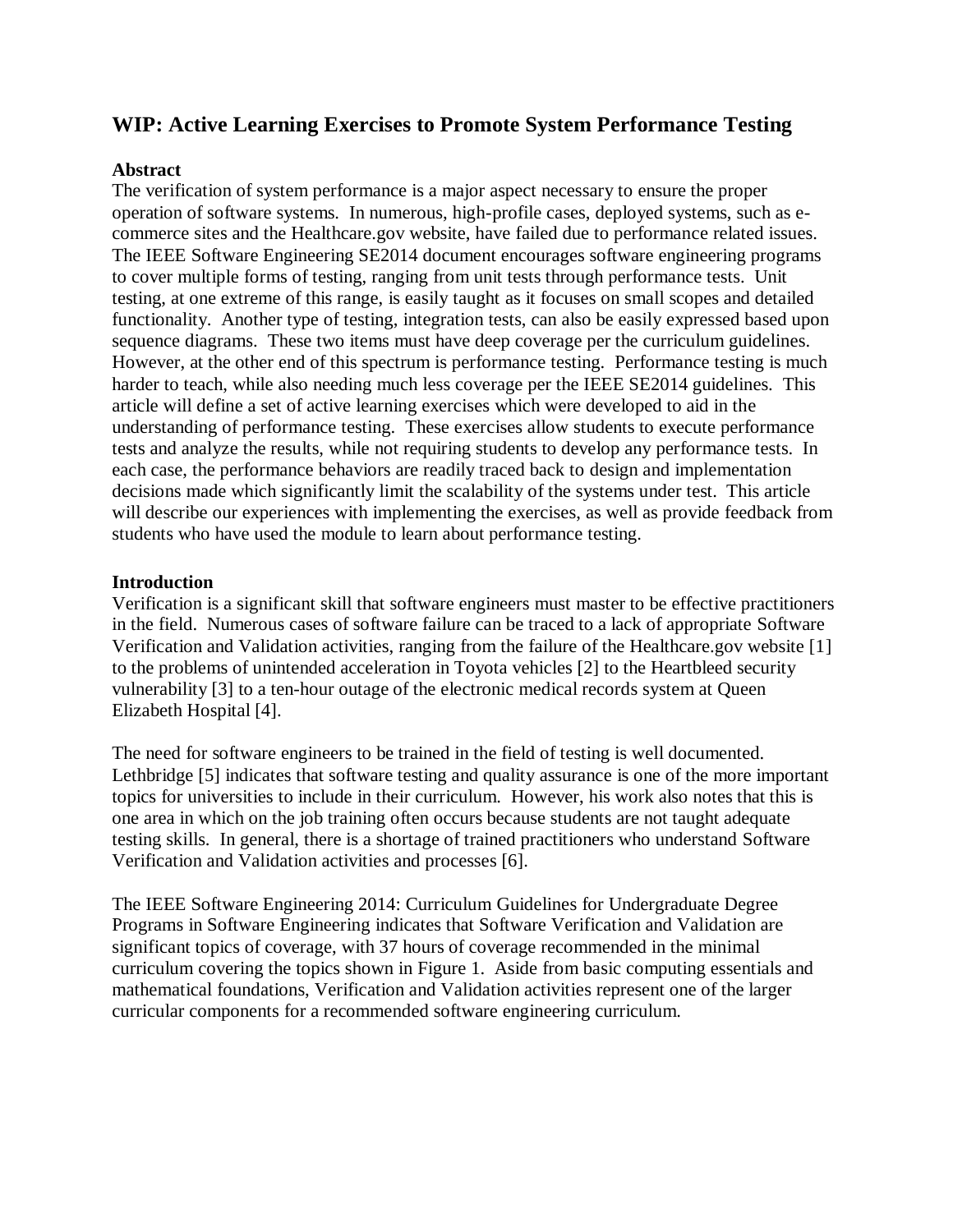## WIP: Active Learning Exercises to Promote System Performance Testing

### Abstract

The verification of system performance is a major aspect necessary to ensure the proper operation of software systems. In numerous, high-profile cases, deployed systems, such as e-commerce sites and the Healthcare.gov website, have failed due to performance related issues. The IEEE Software Engineering SE2014 document encourages software engineering programs to cover multiple forms of testing, ranging from unit tests through performance tests. Unit testing, at one extreme of this range, is easily taught as it focuses on small scopes and detailed functionality. Another type of testing, integration tests, can also be easily expressed based upon sequence diagrams. These two items must have deep coverage per the curriculum guidelines. However, at the other end of this spectrum is performance testing. Performance testing is much harder to teach, while also needing much less coverage per the IEEE SE2014 guidelines. This article will define a set of active learning exercises which were developed to aid in the understanding of performance testing. These exercises allow students to execute performance tests and analyze the results, while not requiring students to develop any performance tests. In each case, the performance behaviors are readily traced back to design and implementation decisions made which significantly limit the scalability of the systems under test. This article will describe our experiences with implementing the exercises, as well as provide feedback from students who have used the module to learn about performance testing.

### Introduction

Verification is a significant skill that software engineers must master to be effective practitioners in the field. Numerous cases of software failure can be traced to a lack of appropriate Software Verification and Validation activities, ranging from the failure of the Healthcare.gov website [1] to the problems of unintended acceleration in Toyota vehicles [2] to the Heartbleed security vulnerability [3] to a ten-hour outage of the electronic medical records system at Queen Elizabeth Hospital [4].

The need for software engineers to be trained in the field of testing is well documented. Lethbridge [5] indicates that software testing and quality assurance is one of the more important topics for universities to include in their curriculum. However, his work also notes that this is one area in which on the job training often occurs because students are not taught adequate testing skills. In general, there is a shortage of trained practitioners who understand Software Verification and Validation activities and processes [6].

The IEEE Software Engineering 2014: Curriculum Guidelines for Undergraduate Degree Programs in Software Engineering indicates that Software Verification and Validation are significant topics of coverage, with 37 hours of coverage recommended in the minimal curriculum covering the topics shown in Figure 1. Aside from basic computing essentials and mathematical foundations, Verification and Validation activities represent one of the larger curricular components for a recommended software engineering curriculum.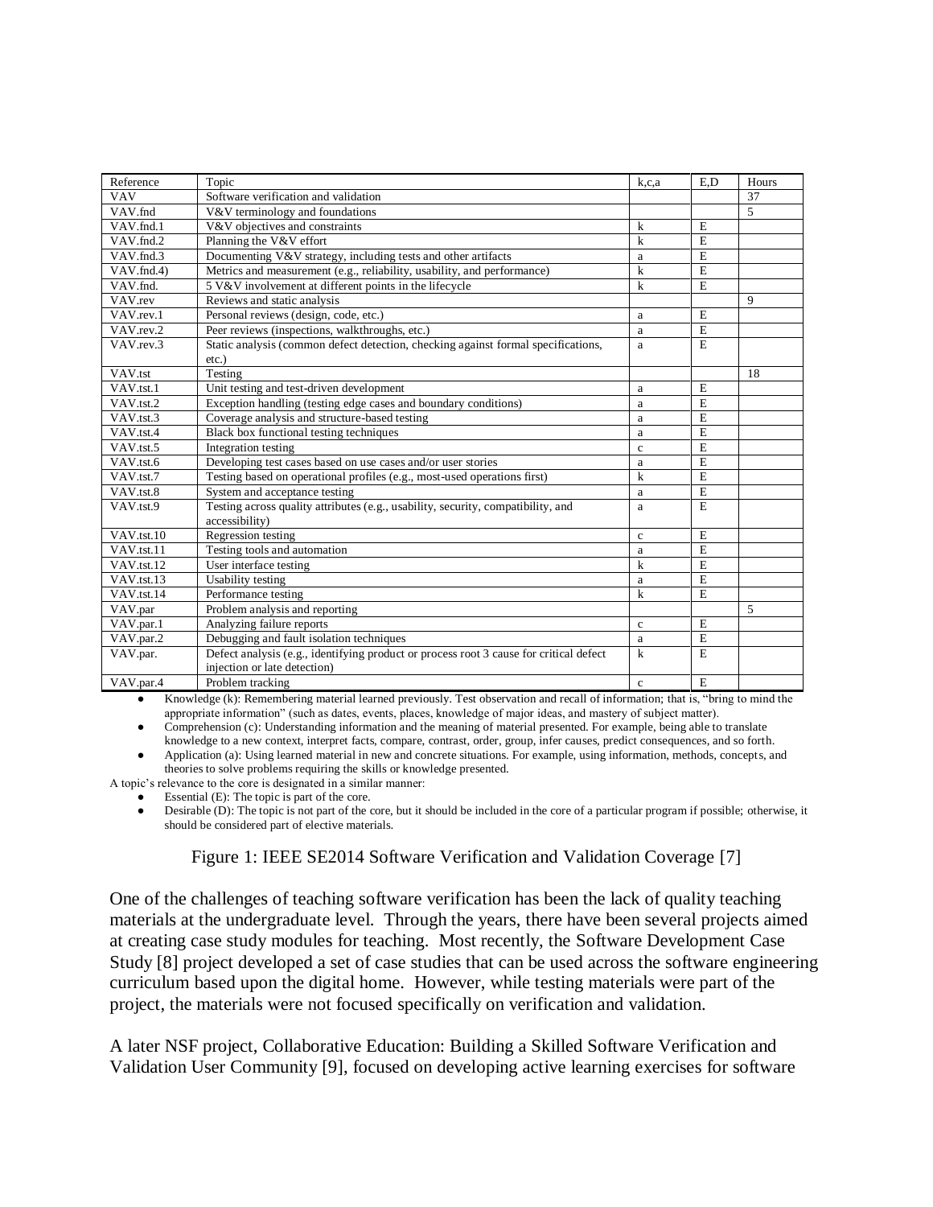| Reference | Topic | k,c,a | E,D | Hours |
|---|---|---|---|---|
| VAV | Software verification and validation | | | 37 |
| VAV.fnd | V&V terminology and foundations | | | 5 |
| VAV.fnd.1 | V&V objectives and constraints | k | E | |
| VAV.fnd.2 | Planning the V&V effort | k | E | |
| VAV.fnd.3 | Documenting V&V strategy, including tests and other artifacts | a | E | |
| VAV.fnd.4) | Metrics and measurement (e.g., reliability, usability, and performance) | k | E | |
| VAV.fnd. | 5 V&V involvement at different points in the lifecycle | k | E | |
| VAV.rev | Reviews and static analysis | | | 9 |
| VAV.rev.1 | Personal reviews (design, code, etc.) | a | E | |
| VAV.rev.2 | Peer reviews (inspections, walkthroughs, etc.) | a | E | |
| VAV.rev.3 | Static analysis (common defect detection, checking against formal specifications, etc.) | a | E | |
| VAV.tst | Testing | | | 18 |
| VAV.tst.1 | Unit testing and test-driven development | a | E | |
| VAV.tst.2 | Exception handling (testing edge cases and boundary conditions) | a | E | |
| VAV.tst.3 | Coverage analysis and structure-based testing | a | E | |
| VAV.tst.4 | Black box functional testing techniques | a | E | |
| VAV.tst.5 | Integration testing | c | E | |
| VAV.tst.6 | Developing test cases based on use cases and/or user stories | a | E | |
| VAV.tst.7 | Testing based on operational profiles (e.g., most-used operations first) | k | E | |
| VAV.tst.8 | System and acceptance testing | a | E | |
| VAV.tst.9 | Testing across quality attributes (e.g., usability, security, compatibility, and accessibility) | a | E | |
| VAV.tst.10 | Regression testing | c | E | |
| VAV.tst.11 | Testing tools and automation | a | E | |
| VAV.tst.12 | User interface testing | k | E | |
| VAV.tst.13 | Usability testing | a | E | |
| VAV.tst.14 | Performance testing | k | E | |
| VAV.par | Problem analysis and reporting | | | 5 |
| VAV.par.1 | Analyzing failure reports | c | E | |
| VAV.par.2 | Debugging and fault isolation techniques | a | E | |
| VAV.par. | Defect analysis (e.g., identifying product or process root 3 cause for critical defect injection or late detection) | k | E | |
| VAV.par.4 | Problem tracking | c | E | |

- Knowledge (k): Remembering material learned previously. Test observation and recall of information; that is, "bring to mind the appropriate information" (such as dates, events, places, knowledge of major ideas, and mastery of subject matter).
- Comprehension (c): Understanding information and the meaning of material presented. For example, being able to translate knowledge to a new context, interpret facts, compare, contrast, order, group, infer causes, predict consequences, and so forth.
- Application (a): Using learned material in new and concrete situations. For example, using information, methods, concepts, and theories to solve problems requiring the skills or knowledge presented.

A topic's relevance to the core is designated in a similar manner:

- Essential (E): The topic is part of the core.
- Desirable (D): The topic is not part of the core, but it should be included in the core of a particular program if possible; otherwise, it should be considered part of elective materials.

Figure 1: IEEE SE2014 Software Verification and Validation Coverage [7]

One of the challenges of teaching software verification has been the lack of quality teaching materials at the undergraduate level. Through the years, there have been several projects aimed at creating case study modules for teaching. Most recently, the Software Development Case Study [8] project developed a set of case studies that can be used across the software engineering curriculum based upon the digital home. However, while testing materials were part of the project, the materials were not focused specifically on verification and validation.

A later NSF project, Collaborative Education: Building a Skilled Software Verification and Validation User Community [9], focused on developing active learning exercises for software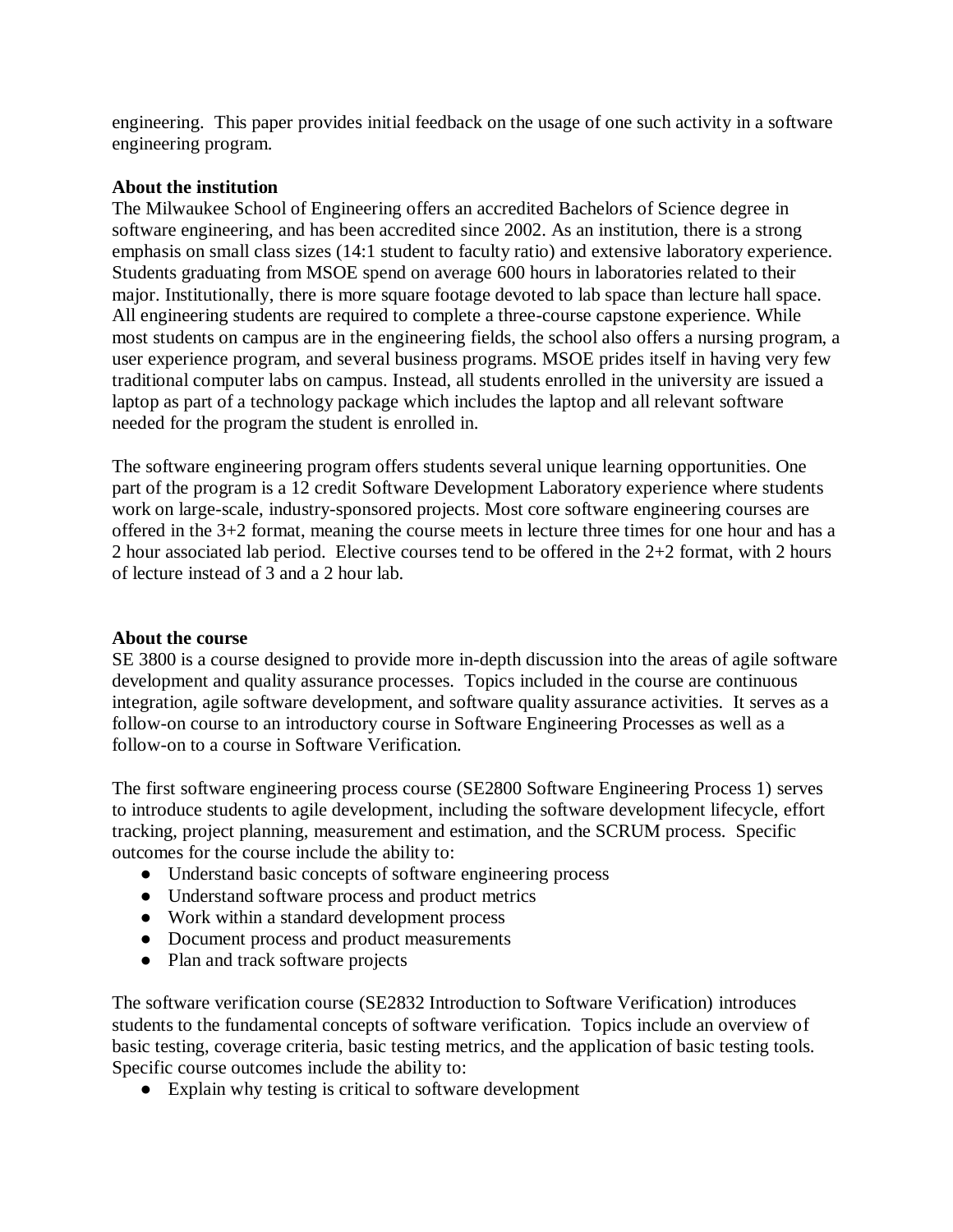engineering. This paper provides initial feedback on the usage of one such activity in a software engineering program.

**About the institution**

The Milwaukee School of Engineering offers an accredited Bachelors of Science degree in software engineering, and has been accredited since 2002. As an institution, there is a strong emphasis on small class sizes (14:1 student to faculty ratio) and extensive laboratory experience. Students graduating from MSOE spend on average 600 hours in laboratories related to their major. Institutionally, there is more square footage devoted to lab space than lecture hall space. All engineering students are required to complete a three-course capstone experience. While most students on campus are in the engineering fields, the school also offers a nursing program, a user experience program, and several business programs. MSOE prides itself in having very few traditional computer labs on campus. Instead, all students enrolled in the university are issued a laptop as part of a technology package which includes the laptop and all relevant software needed for the program the student is enrolled in.

The software engineering program offers students several unique learning opportunities. One part of the program is a 12 credit Software Development Laboratory experience where students work on large-scale, industry-sponsored projects. Most core software engineering courses are offered in the 3+2 format, meaning the course meets in lecture three times for one hour and has a 2 hour associated lab period. Elective courses tend to be offered in the 2+2 format, with 2 hours of lecture instead of 3 and a 2 hour lab.

**About the course**

SE 3800 is a course designed to provide more in-depth discussion into the areas of agile software development and quality assurance processes. Topics included in the course are continuous integration, agile software development, and software quality assurance activities. It serves as a follow-on course to an introductory course in Software Engineering Processes as well as a follow-on to a course in Software Verification.

The first software engineering process course (SE2800 Software Engineering Process 1) serves to introduce students to agile development, including the software development lifecycle, effort tracking, project planning, measurement and estimation, and the SCRUM process. Specific outcomes for the course include the ability to:

- Understand basic concepts of software engineering process
- Understand software process and product metrics
- Work within a standard development process
- Document process and product measurements
- Plan and track software projects

The software verification course (SE2832 Introduction to Software Verification) introduces students to the fundamental concepts of software verification. Topics include an overview of basic testing, coverage criteria, basic testing metrics, and the application of basic testing tools. Specific course outcomes include the ability to:

- Explain why testing is critical to software development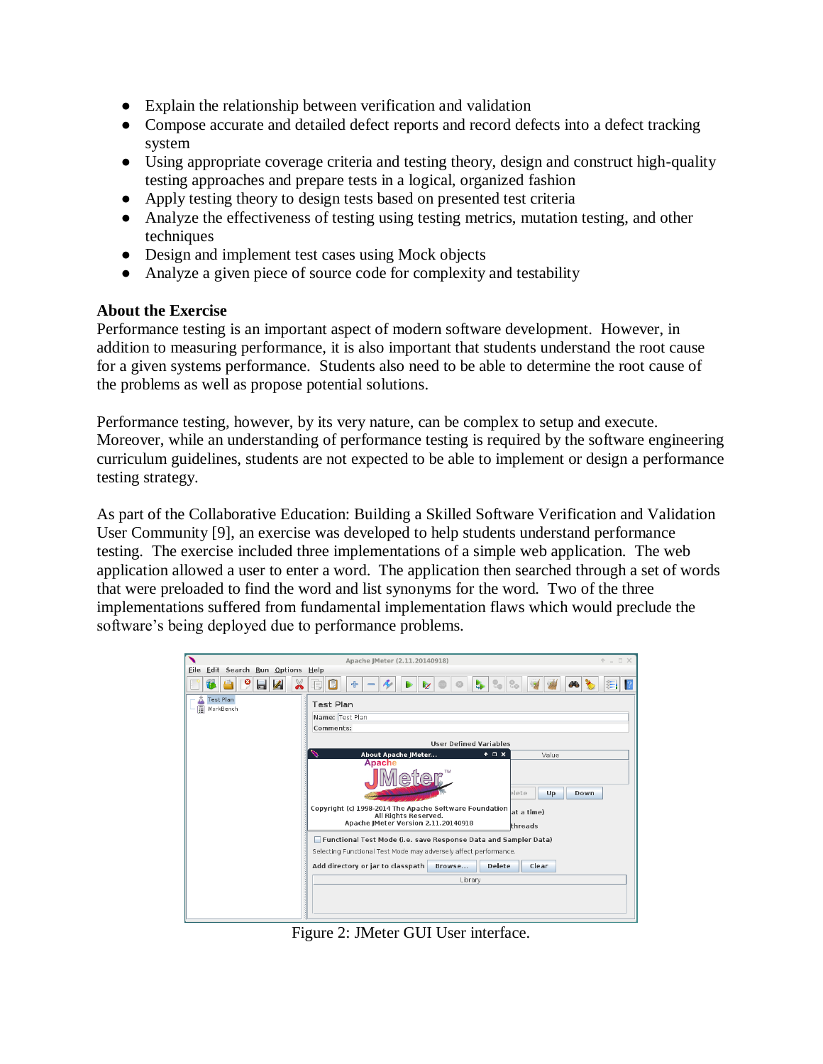- Explain the relationship between verification and validation
- Compose accurate and detailed defect reports and record defects into a defect tracking system
- Using appropriate coverage criteria and testing theory, design and construct high-quality testing approaches and prepare tests in a logical, organized fashion
- Apply testing theory to design tests based on presented test criteria
- Analyze the effectiveness of testing using testing metrics, mutation testing, and other techniques
- Design and implement test cases using Mock objects
- Analyze a given piece of source code for complexity and testability

**About the Exercise**

Performance testing is an important aspect of modern software development. However, in addition to measuring performance, it is also important that students understand the root cause for a given systems performance. Students also need to be able to determine the root cause of the problems as well as propose potential solutions.

Performance testing, however, by its very nature, can be complex to setup and execute. Moreover, while an understanding of performance testing is required by the software engineering curriculum guidelines, students are not expected to be able to implement or design a performance testing strategy.

As part of the Collaborative Education: Building a Skilled Software Verification and Validation User Community [9], an exercise was developed to help students understand performance testing. The exercise included three implementations of a simple web application. The web application allowed a user to enter a word. The application then searched through a set of words that were preloaded to find the word and list synonyms for the word. Two of the three implementations suffered from fundamental implementation flaws which would preclude the software's being deployed due to performance problems.

Figure 2: JMeter GUI User interface.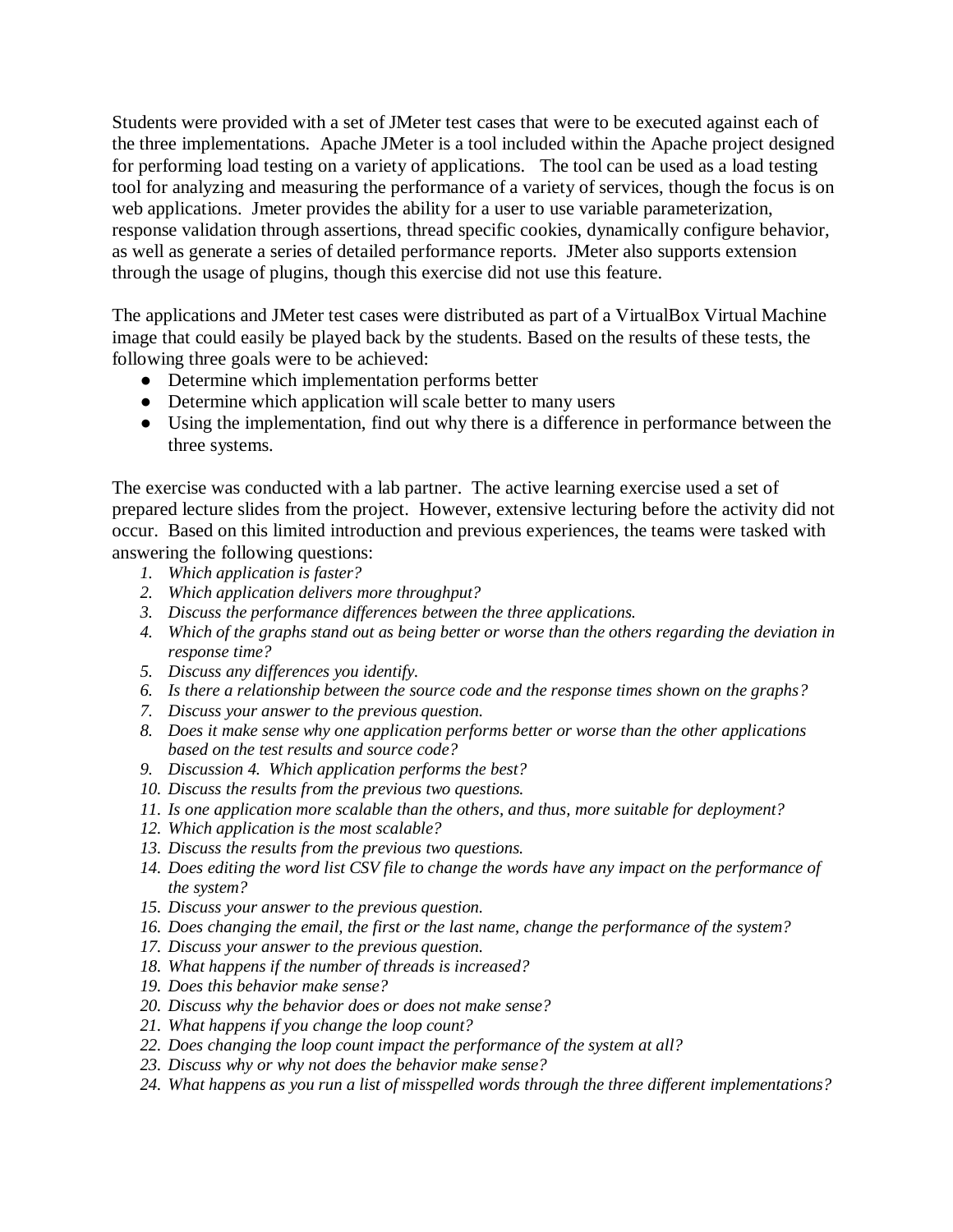Students were provided with a set of JMeter test cases that were to be executed against each of the three implementations. Apache JMeter is a tool included within the Apache project designed for performing load testing on a variety of applications. The tool can be used as a load testing tool for analyzing and measuring the performance of a variety of services, though the focus is on web applications. Jmeter provides the ability for a user to use variable parameterization, response validation through assertions, thread specific cookies, dynamically configure behavior, as well as generate a series of detailed performance reports. JMeter also supports extension through the usage of plugins, though this exercise did not use this feature.

The applications and JMeter test cases were distributed as part of a VirtualBox Virtual Machine image that could easily be played back by the students. Based on the results of these tests, the following three goals were to be achieved:

- Determine which implementation performs better
- Determine which application will scale better to many users
- Using the implementation, find out why there is a difference in performance between the three systems.

The exercise was conducted with a lab partner. The active learning exercise used a set of prepared lecture slides from the project. However, extensive lecturing before the activity did not occur. Based on this limited introduction and previous experiences, the teams were tasked with answering the following questions:

1. *Which application is faster?*
2. *Which application delivers more throughput?*
3. *Discuss the performance differences between the three applications.*
4. *Which of the graphs stand out as being better or worse than the others regarding the deviation in response time?*
5. *Discuss any differences you identify.*
6. *Is there a relationship between the source code and the response times shown on the graphs?*
7. *Discuss your answer to the previous question.*
8. *Does it make sense why one application performs better or worse than the other applications based on the test results and source code?*
9. *Discussion 4. Which application performs the best?*
10. *Discuss the results from the previous two questions.*
11. *Is one application more scalable than the others, and thus, more suitable for deployment?*
12. *Which application is the most scalable?*
13. *Discuss the results from the previous two questions.*
14. *Does editing the word list CSV file to change the words have any impact on the performance of the system?*
15. *Discuss your answer to the previous question.*
16. *Does changing the email, the first or the last name, change the performance of the system?*
17. *Discuss your answer to the previous question.*
18. *What happens if the number of threads is increased?*
19. *Does this behavior make sense?*
20. *Discuss why the behavior does or does not make sense?*
21. *What happens if you change the loop count?*
22. *Does changing the loop count impact the performance of the system at all?*
23. *Discuss why or why not does the behavior make sense?*
24. *What happens as you run a list of misspelled words through the three different implementations?*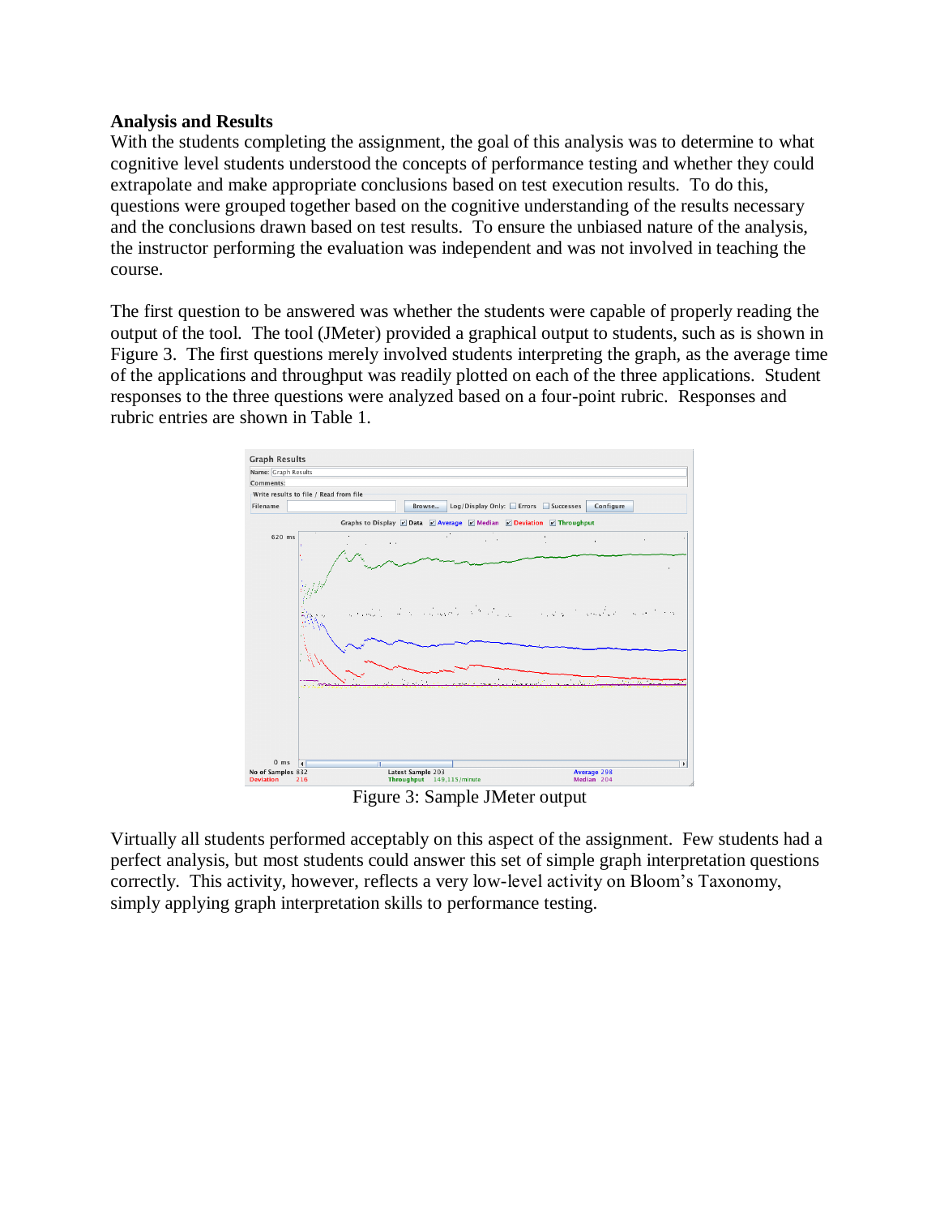### Analysis and Results

With the students completing the assignment, the goal of this analysis was to determine to what cognitive level students understood the concepts of performance testing and whether they could extrapolate and make appropriate conclusions based on test execution results. To do this, questions were grouped together based on the cognitive understanding of the results necessary and the conclusions drawn based on test results. To ensure the unbiased nature of the analysis, the instructor performing the evaluation was independent and was not involved in teaching the course.

The first question to be answered was whether the students were capable of properly reading the output of the tool. The tool (JMeter) provided a graphical output to students, such as is shown in Figure 3. The first questions merely involved students interpreting the graph, as the average time of the applications and throughput was readily plotted on each of the three applications. Student responses to the three questions were analyzed based on a four-point rubric. Responses and rubric entries are shown in Table 1.

Figure 3: Sample JMeter output

Virtually all students performed acceptably on this aspect of the assignment. Few students had a perfect analysis, but most students could answer this set of simple graph interpretation questions correctly. This activity, however, reflects a very low-level activity on Bloom's Taxonomy, simply applying graph interpretation skills to performance testing.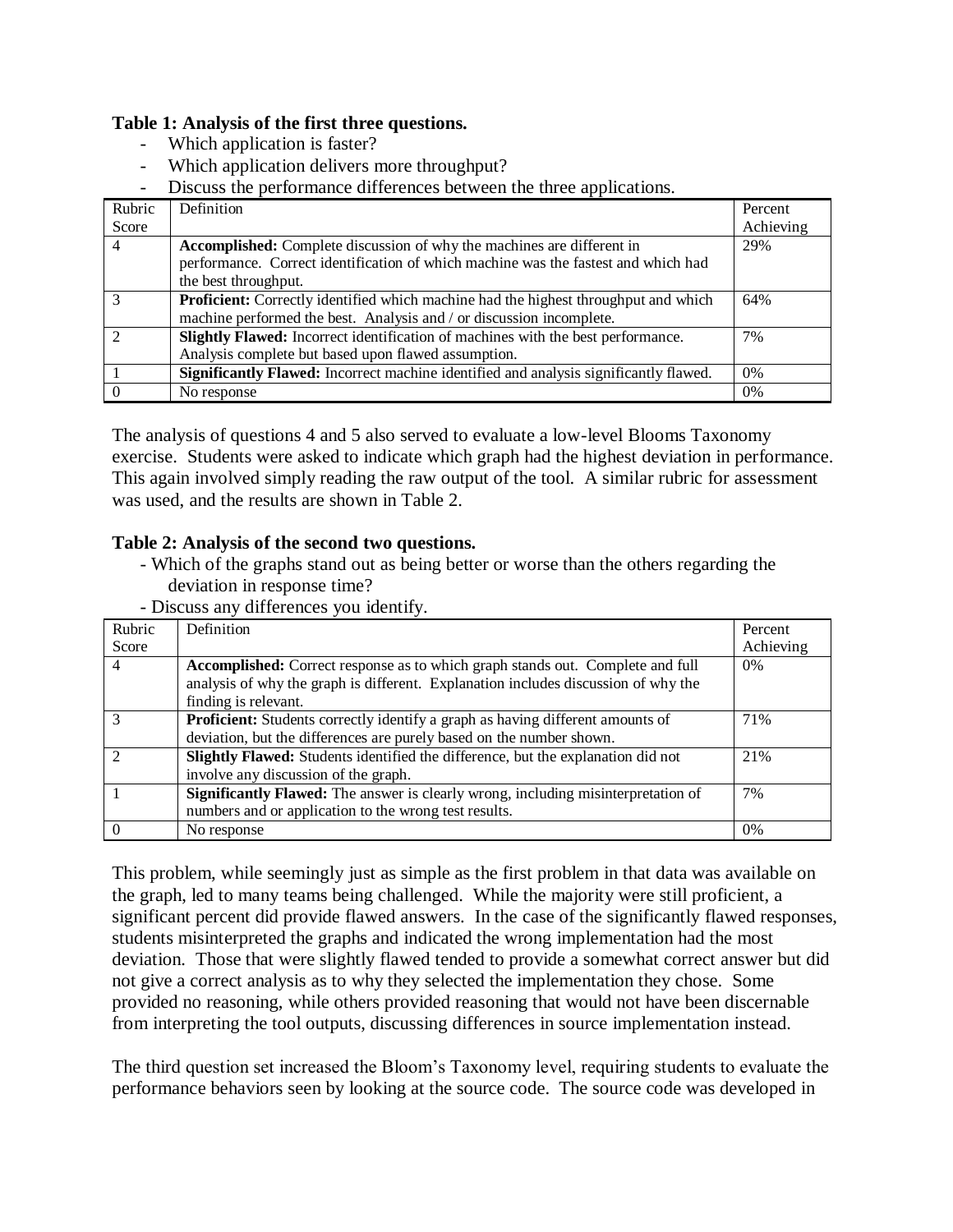**Table 1: Analysis of the first three questions.**

- Which application is faster?
- Which application delivers more throughput?
- Discuss the performance differences between the three applications.

| Rubric Score | Definition | Percent Achieving |
|---|---|---|
| 4 | **Accomplished:** Complete discussion of why the machines are different in performance. Correct identification of which machine was the fastest and which had the best throughput. | 29% |
| 3 | **Proficient:** Correctly identified which machine had the highest throughput and which machine performed the best. Analysis and / or discussion incomplete. | 64% |
| 2 | **Slightly Flawed:** Incorrect identification of machines with the best performance. Analysis complete but based upon flawed assumption. | 7% |
| 1 | **Significantly Flawed:** Incorrect machine identified and analysis significantly flawed. | 0% |
| 0 | No response | 0% |

The analysis of questions 4 and 5 also served to evaluate a low-level Blooms Taxonomy exercise. Students were asked to indicate which graph had the highest deviation in performance. This again involved simply reading the raw output of the tool. A similar rubric for assessment was used, and the results are shown in Table 2.

**Table 2: Analysis of the second two questions.**

- Which of the graphs stand out as being better or worse than the others regarding the deviation in response time?
- Discuss any differences you identify.

| Rubric Score | Definition | Percent Achieving |
|---|---|---|
| 4 | **Accomplished:** Correct response as to which graph stands out. Complete and full analysis of why the graph is different. Explanation includes discussion of why the finding is relevant. | 0% |
| 3 | **Proficient:** Students correctly identify a graph as having different amounts of deviation, but the differences are purely based on the number shown. | 71% |
| 2 | **Slightly Flawed:** Students identified the difference, but the explanation did not involve any discussion of the graph. | 21% |
| 1 | **Significantly Flawed:** The answer is clearly wrong, including misinterpretation of numbers and or application to the wrong test results. | 7% |
| 0 | No response | 0% |

This problem, while seemingly just as simple as the first problem in that data was available on the graph, led to many teams being challenged. While the majority were still proficient, a significant percent did provide flawed answers. In the case of the significantly flawed responses, students misinterpreted the graphs and indicated the wrong implementation had the most deviation. Those that were slightly flawed tended to provide a somewhat correct answer but did not give a correct analysis as to why they selected the implementation they chose. Some provided no reasoning, while others provided reasoning that would not have been discernable from interpreting the tool outputs, discussing differences in source implementation instead.

The third question set increased the Bloom's Taxonomy level, requiring students to evaluate the performance behaviors seen by looking at the source code. The source code was developed in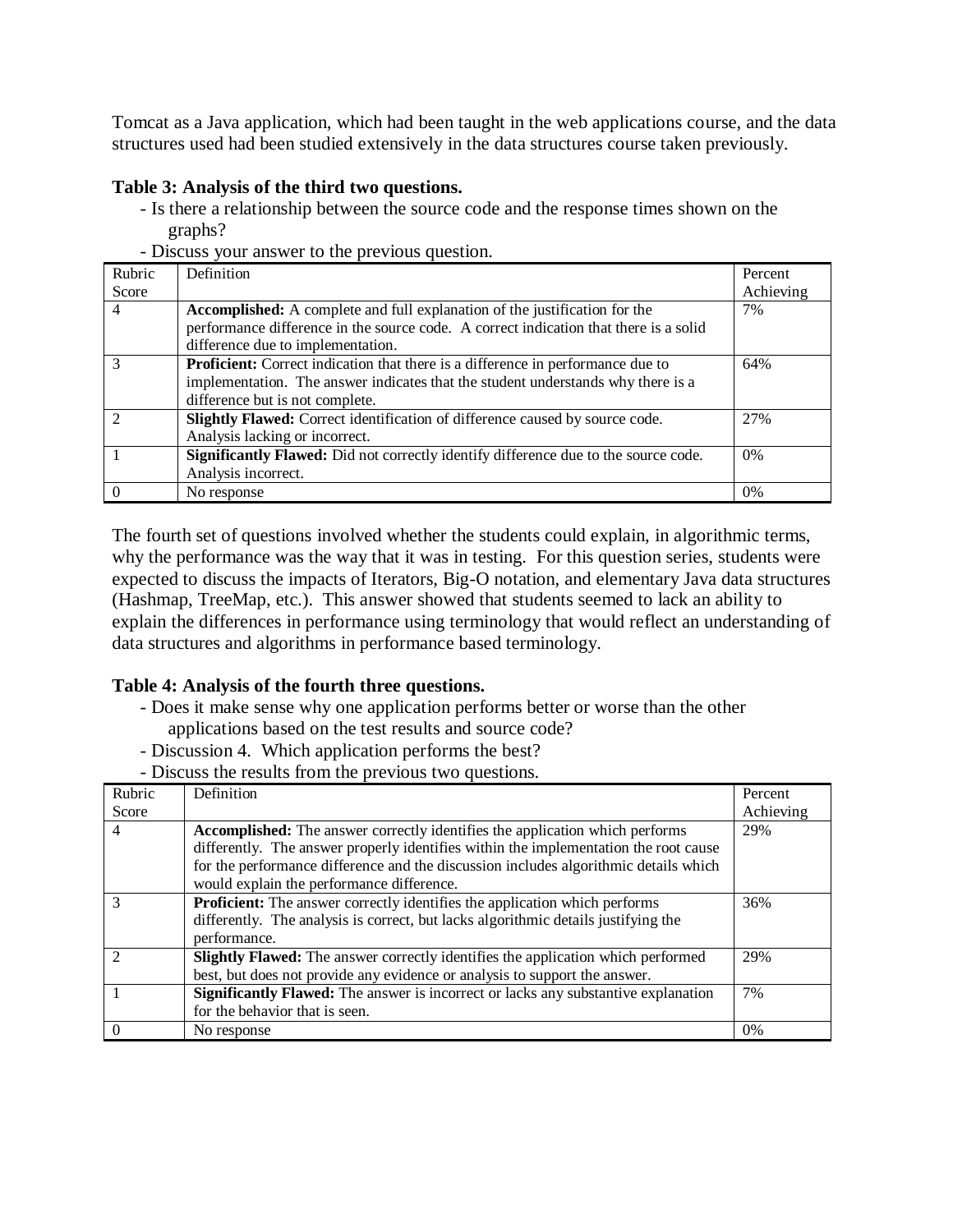Tomcat as a Java application, which had been taught in the web applications course, and the data structures used had been studied extensively in the data structures course taken previously.

**Table 3: Analysis of the third two questions.**

- Is there a relationship between the source code and the response times shown on the graphs?
- Discuss your answer to the previous question.

| Rubric Score | Definition | Percent Achieving |
|---|---|---|
| 4 | **Accomplished:** A complete and full explanation of the justification for the performance difference in the source code. A correct indication that there is a solid difference due to implementation. | 7% |
| 3 | **Proficient:** Correct indication that there is a difference in performance due to implementation. The answer indicates that the student understands why there is a difference but is not complete. | 64% |
| 2 | **Slightly Flawed:** Correct identification of difference caused by source code. Analysis lacking or incorrect. | 27% |
| 1 | **Significantly Flawed:** Did not correctly identify difference due to the source code. Analysis incorrect. | 0% |
| 0 | No response | 0% |

The fourth set of questions involved whether the students could explain, in algorithmic terms, why the performance was the way that it was in testing. For this question series, students were expected to discuss the impacts of Iterators, Big-O notation, and elementary Java data structures (Hashmap, TreeMap, etc.). This answer showed that students seemed to lack an ability to explain the differences in performance using terminology that would reflect an understanding of data structures and algorithms in performance based terminology.

**Table 4: Analysis of the fourth three questions.**

- Does it make sense why one application performs better or worse than the other applications based on the test results and source code?
- Discussion 4. Which application performs the best?
- Discuss the results from the previous two questions.

| Rubric Score | Definition | Percent Achieving |
|---|---|---|
| 4 | **Accomplished:** The answer correctly identifies the application which performs differently. The answer properly identifies within the implementation the root cause for the performance difference and the discussion includes algorithmic details which would explain the performance difference. | 29% |
| 3 | **Proficient:** The answer correctly identifies the application which performs differently. The analysis is correct, but lacks algorithmic details justifying the performance. | 36% |
| 2 | **Slightly Flawed:** The answer correctly identifies the application which performed best, but does not provide any evidence or analysis to support the answer. | 29% |
| 1 | **Significantly Flawed:** The answer is incorrect or lacks any substantive explanation for the behavior that is seen. | 7% |
| 0 | No response | 0% |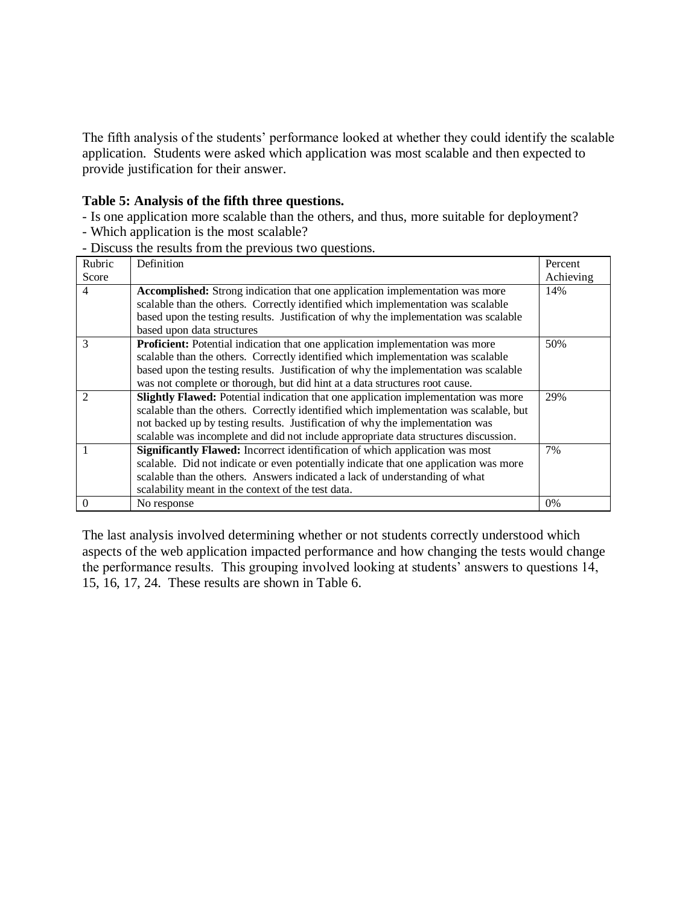The fifth analysis of the students' performance looked at whether they could identify the scalable application. Students were asked which application was most scalable and then expected to provide justification for their answer.

**Table 5: Analysis of the fifth three questions.**

- Is one application more scalable than the others, and thus, more suitable for deployment?
- Which application is the most scalable?
- Discuss the results from the previous two questions.

| Rubric Score | Definition | Percent Achieving |
|---|---|---|
| 4 | **Accomplished:** Strong indication that one application implementation was more scalable than the others. Correctly identified which implementation was scalable based upon the testing results. Justification of why the implementation was scalable based upon data structures | 14% |
| 3 | **Proficient:** Potential indication that one application implementation was more scalable than the others. Correctly identified which implementation was scalable based upon the testing results. Justification of why the implementation was scalable was not complete or thorough, but did hint at a data structures root cause. | 50% |
| 2 | **Slightly Flawed:** Potential indication that one application implementation was more scalable than the others. Correctly identified which implementation was scalable, but not backed up by testing results. Justification of why the implementation was scalable was incomplete and did not include appropriate data structures discussion. | 29% |
| 1 | **Significantly Flawed:** Incorrect identification of which application was most scalable. Did not indicate or even potentially indicate that one application was more scalable than the others. Answers indicated a lack of understanding of what scalability meant in the context of the test data. | 7% |
| 0 | No response | 0% |

The last analysis involved determining whether or not students correctly understood which aspects of the web application impacted performance and how changing the tests would change the performance results. This grouping involved looking at students' answers to questions 14, 15, 16, 17, 24. These results are shown in Table 6.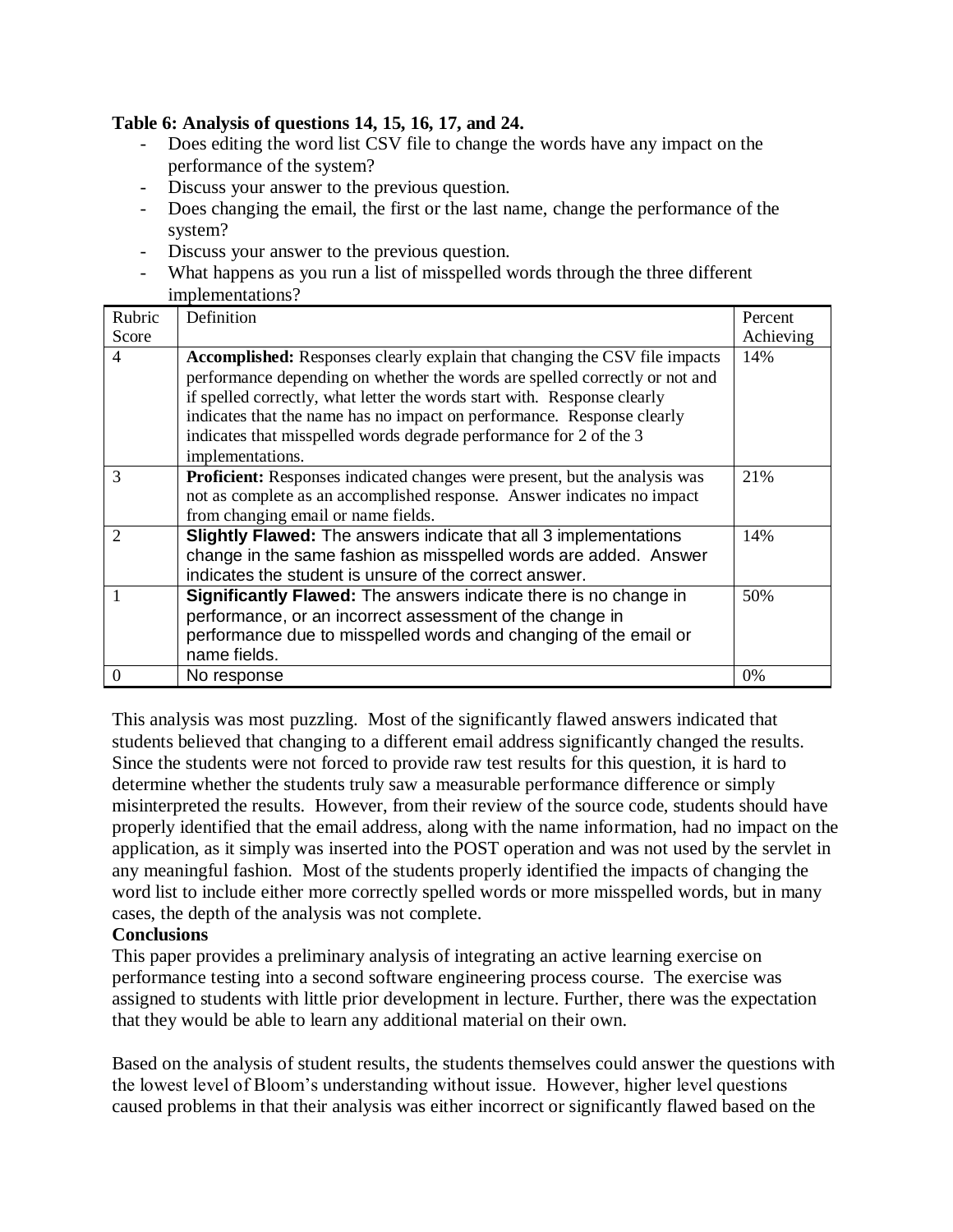**Table 6: Analysis of questions 14, 15, 16, 17, and 24.**

- Does editing the word list CSV file to change the words have any impact on the performance of the system?
- Discuss your answer to the previous question.
- Does changing the email, the first or the last name, change the performance of the system?
- Discuss your answer to the previous question.
- What happens as you run a list of misspelled words through the three different implementations?

| Rubric Score | Definition | Percent Achieving |
|---|---|---|
| 4 | **Accomplished:** Responses clearly explain that changing the CSV file impacts performance depending on whether the words are spelled correctly or not and if spelled correctly, what letter the words start with. Response clearly indicates that the name has no impact on performance. Response clearly indicates that misspelled words degrade performance for 2 of the 3 implementations. | 14% |
| 3 | **Proficient:** Responses indicated changes were present, but the analysis was not as complete as an accomplished response. Answer indicates no impact from changing email or name fields. | 21% |
| 2 | **Slightly Flawed:** The answers indicate that all 3 implementations change in the same fashion as misspelled words are added. Answer indicates the student is unsure of the correct answer. | 14% |
| 1 | **Significantly Flawed:** The answers indicate there is no change in performance, or an incorrect assessment of the change in performance due to misspelled words and changing of the email or name fields. | 50% |
| 0 | No response | 0% |

This analysis was most puzzling. Most of the significantly flawed answers indicated that students believed that changing to a different email address significantly changed the results. Since the students were not forced to provide raw test results for this question, it is hard to determine whether the students truly saw a measurable performance difference or simply misinterpreted the results. However, from their review of the source code, students should have properly identified that the email address, along with the name information, had no impact on the application, as it simply was inserted into the POST operation and was not used by the servlet in any meaningful fashion. Most of the students properly identified the impacts of changing the word list to include either more correctly spelled words or more misspelled words, but in many cases, the depth of the analysis was not complete.

**Conclusions**

This paper provides a preliminary analysis of integrating an active learning exercise on performance testing into a second software engineering process course. The exercise was assigned to students with little prior development in lecture. Further, there was the expectation that they would be able to learn any additional material on their own.

Based on the analysis of student results, the students themselves could answer the questions with the lowest level of Bloom's understanding without issue. However, higher level questions caused problems in that their analysis was either incorrect or significantly flawed based on the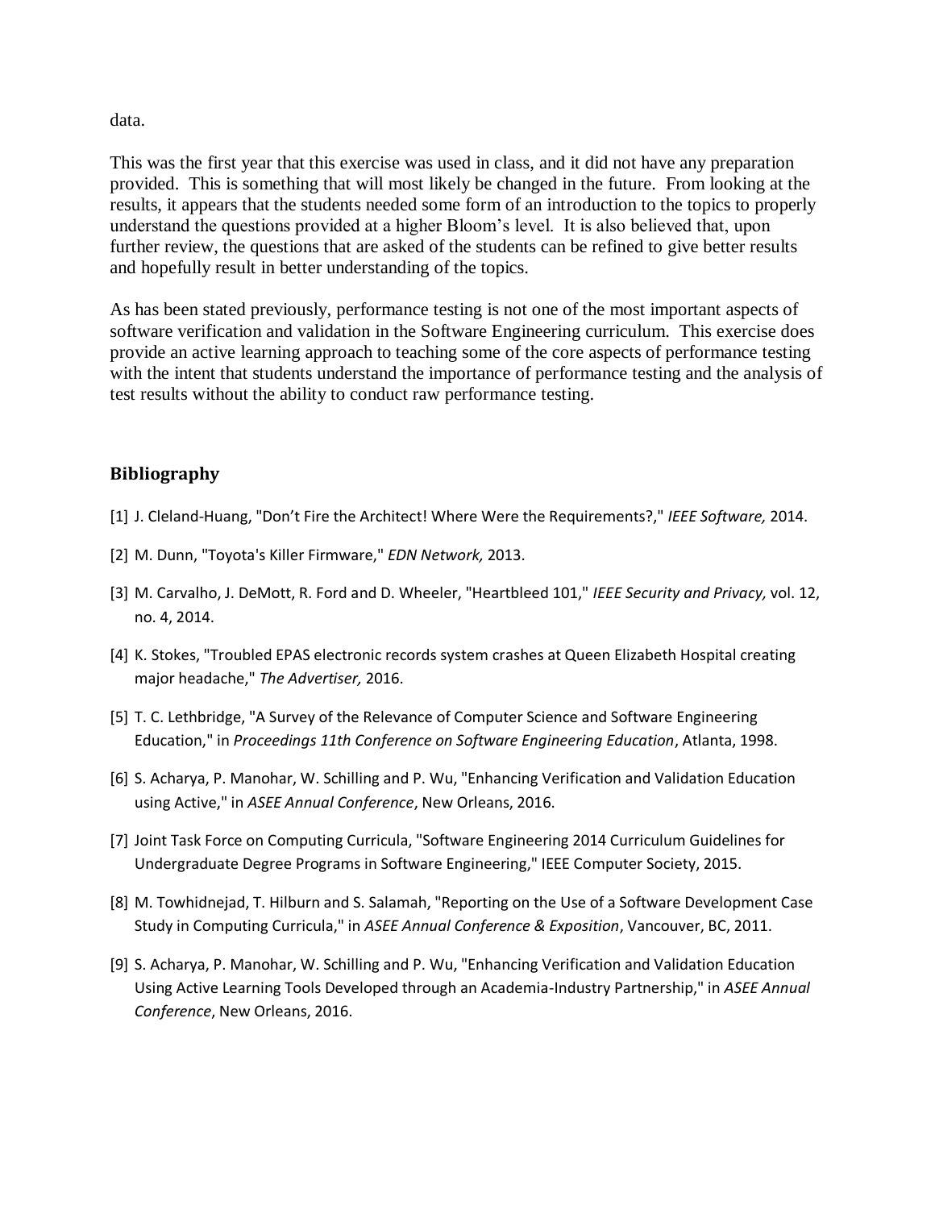data.

This was the first year that this exercise was used in class, and it did not have any preparation provided. This is something that will most likely be changed in the future. From looking at the results, it appears that the students needed some form of an introduction to the topics to properly understand the questions provided at a higher Bloom's level. It is also believed that, upon further review, the questions that are asked of the students can be refined to give better results and hopefully result in better understanding of the topics.

As has been stated previously, performance testing is not one of the most important aspects of software verification and validation in the Software Engineering curriculum. This exercise does provide an active learning approach to teaching some of the core aspects of performance testing with the intent that students understand the importance of performance testing and the analysis of test results without the ability to conduct raw performance testing.

## Bibliography

[1] J. Cleland-Huang, "Don't Fire the Architect! Where Were the Requirements?," *IEEE Software,* 2014.

[2] M. Dunn, "Toyota's Killer Firmware," *EDN Network,* 2013.

[3] M. Carvalho, J. DeMott, R. Ford and D. Wheeler, "Heartbleed 101," *IEEE Security and Privacy,* vol. 12, no. 4, 2014.

[4] K. Stokes, "Troubled EPAS electronic records system crashes at Queen Elizabeth Hospital creating major headache," *The Advertiser,* 2016.

[5] T. C. Lethbridge, "A Survey of the Relevance of Computer Science and Software Engineering Education," in *Proceedings 11th Conference on Software Engineering Education*, Atlanta, 1998.

[6] S. Acharya, P. Manohar, W. Schilling and P. Wu, "Enhancing Verification and Validation Education using Active," in *ASEE Annual Conference*, New Orleans, 2016.

[7] Joint Task Force on Computing Curricula, "Software Engineering 2014 Curriculum Guidelines for Undergraduate Degree Programs in Software Engineering," IEEE Computer Society, 2015.

[8] M. Towhidnejad, T. Hilburn and S. Salamah, "Reporting on the Use of a Software Development Case Study in Computing Curricula," in *ASEE Annual Conference & Exposition*, Vancouver, BC, 2011.

[9] S. Acharya, P. Manohar, W. Schilling and P. Wu, "Enhancing Verification and Validation Education Using Active Learning Tools Developed through an Academia-Industry Partnership," in *ASEE Annual Conference*, New Orleans, 2016.